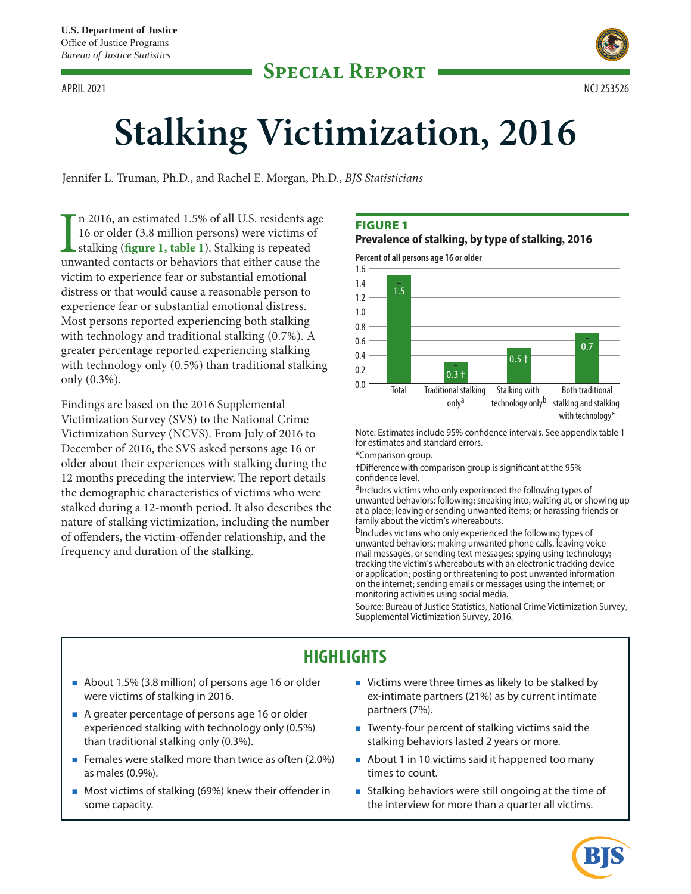U.S. Department of Justice
Office of Justice Programs
*Bureau of Justice Statistics*

**Special Report**

APRIL 2021

NCJ 253526

# Stalking Victimization, 2016

Jennifer L. Truman, Ph.D., and Rachel E. Morgan, Ph.D., *BJS Statisticians*

In 2016, an estimated 1.5% of all U.S. residents age 16 or older (3.8 million persons) were victims of stalking (**figure 1, table 1**). Stalking is repeated unwanted contacts or behaviors that either cause the victim to experience fear or substantial emotional distress or that would cause a reasonable person to experience fear or substantial emotional distress. Most persons reported experiencing both stalking with technology and traditional stalking (0.7%). A greater percentage reported experiencing stalking with technology only (0.5%) than traditional stalking only (0.3%).

Findings are based on the 2016 Supplemental Victimization Survey (SVS) to the National Crime Victimization Survey (NCVS). From July of 2016 to December of 2016, the SVS asked persons age 16 or older about their experiences with stalking during the 12 months preceding the interview. The report details the demographic characteristics of victims who were stalked during a 12-month period. It also describes the nature of stalking victimization, including the number of offenders, the victim-offender relationship, and the frequency and duration of the stalking.

**FIGURE 1**

**Prevalence of stalking, by type of stalking, 2016**

Percent of all persons age 16 or older

1.6
1.4
1.2
1.0
0.8
0.6
0.4
0.2
0.0

1.5
0.3 †
0.5 †
0.7

Total
Traditional stalking only[a]
Stalking with technology only[b]
Both traditional stalking and stalking with technology*

Note: Estimates include 95% confidence intervals. See appendix table 1 for estimates and standard errors.

*Comparison group.

†Difference with comparison group is significant at the 95% confidence level.

[a]Includes victims who only experienced the following types of unwanted behaviors: following; sneaking into, waiting at, or showing up at a place; leaving or sending unwanted items; or harassing friends or family about the victim's whereabouts.

[b]Includes victims who only experienced the following types of unwanted behaviors: making unwanted phone calls, leaving voice mail messages, or sending text messages; spying using technology; tracking the victim's whereabouts with an electronic tracking device or application; posting or threatening to post unwanted information on the internet; sending emails or messages using the internet; or monitoring activities using social media.

Source: Bureau of Justice Statistics, National Crime Victimization Survey, Supplemental Victimization Survey, 2016.

## HIGHLIGHTS

- About 1.5% (3.8 million) of persons age 16 or older were victims of stalking in 2016.
- A greater percentage of persons age 16 or older experienced stalking with technology only (0.5%) than traditional stalking only (0.3%).
- Females were stalked more than twice as often (2.0%) as males (0.9%).
- Most victims of stalking (69%) knew their offender in some capacity.
- Victims were three times as likely to be stalked by ex-intimate partners (21%) as by current intimate partners (7%).
- Twenty-four percent of stalking victims said the stalking behaviors lasted 2 years or more.
- About 1 in 10 victims said it happened too many times to count.
- Stalking behaviors were still ongoing at the time of the interview for more than a quarter all victims.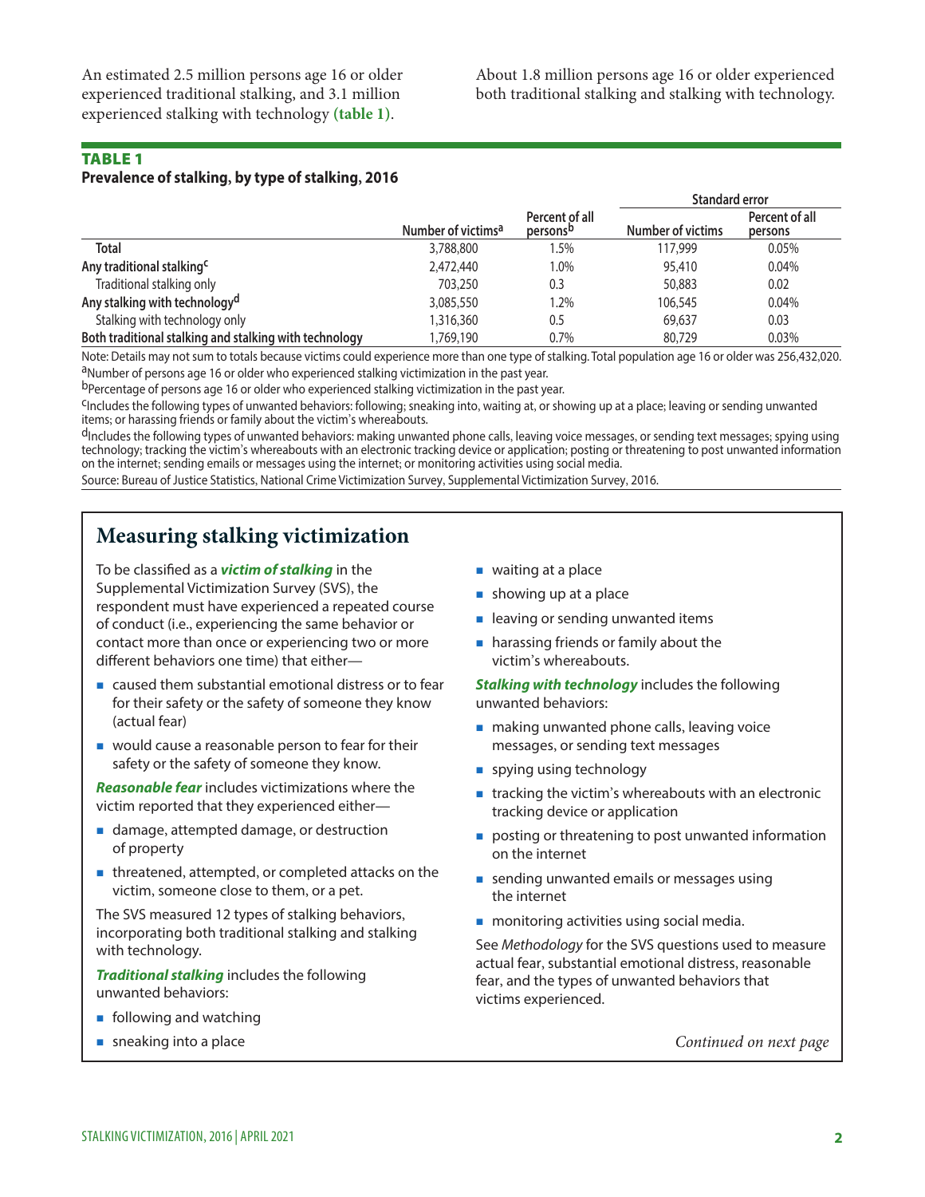An estimated 2.5 million persons age 16 or older experienced traditional stalking, and 3.1 million experienced stalking with technology **(table 1)**.

About 1.8 million persons age 16 or older experienced both traditional stalking and stalking with technology.

**TABLE 1**
**Prevalence of stalking, by type of stalking, 2016**

| | | | Standard error | |
|---|---|---|---|---|
| | Number of victims[a] | Percent of all persons[b] | Number of victims | Percent of all persons |
| **Total** | 3,788,800 | 1.5% | 117,999 | 0.05% |
| **Any traditional stalking[c]** | 2,472,440 | 1.0% | 95,410 | 0.04% |
| Traditional stalking only | 703,250 | 0.3 | 50,883 | 0.02 |
| **Any stalking with technology[d]** | 3,085,550 | 1.2% | 106,545 | 0.04% |
| Stalking with technology only | 1,316,360 | 0.5 | 69,637 | 0.03 |
| **Both traditional stalking and stalking with technology** | 1,769,190 | 0.7% | 80,729 | 0.03% |

Note: Details may not sum to totals because victims could experience more than one type of stalking. Total population age 16 or older was 256,432,020.
[a]Number of persons age 16 or older who experienced stalking victimization in the past year.
[b]Percentage of persons age 16 or older who experienced stalking victimization in the past year.
[c]Includes the following types of unwanted behaviors: following; sneaking into, waiting at, or showing up at a place; leaving or sending unwanted items; or harassing friends or family about the victim's whereabouts.
[d]Includes the following types of unwanted behaviors: making unwanted phone calls, leaving voice messages, or sending text messages; spying using technology; tracking the victim's whereabouts with an electronic tracking device or application; posting or threatening to post unwanted information on the internet; sending emails or messages using the internet; or monitoring activities using social media.
Source: Bureau of Justice Statistics, National Crime Victimization Survey, Supplemental Victimization Survey, 2016.

## Measuring stalking victimization

To be classified as a ***victim of stalking*** in the Supplemental Victimization Survey (SVS), the respondent must have experienced a repeated course of conduct (i.e., experiencing the same behavior or contact more than once or experiencing two or more different behaviors one time) that either—

- caused them substantial emotional distress or to fear for their safety or the safety of someone they know (actual fear)
- would cause a reasonable person to fear for their safety or the safety of someone they know.

***Reasonable fear*** includes victimizations where the victim reported that they experienced either—

- damage, attempted damage, or destruction of property
- threatened, attempted, or completed attacks on the victim, someone close to them, or a pet.

The SVS measured 12 types of stalking behaviors, incorporating both traditional stalking and stalking with technology.

***Traditional stalking*** includes the following unwanted behaviors:

- following and watching
- sneaking into a place
- waiting at a place
- showing up at a place
- leaving or sending unwanted items
- harassing friends or family about the victim's whereabouts.

***Stalking with technology*** includes the following unwanted behaviors:

- making unwanted phone calls, leaving voice messages, or sending text messages
- spying using technology
- tracking the victim's whereabouts with an electronic tracking device or application
- posting or threatening to post unwanted information on the internet
- sending unwanted emails or messages using the internet
- monitoring activities using social media.

See *Methodology* for the SVS questions used to measure actual fear, substantial emotional distress, reasonable fear, and the types of unwanted behaviors that victims experienced.

*Continued on next page*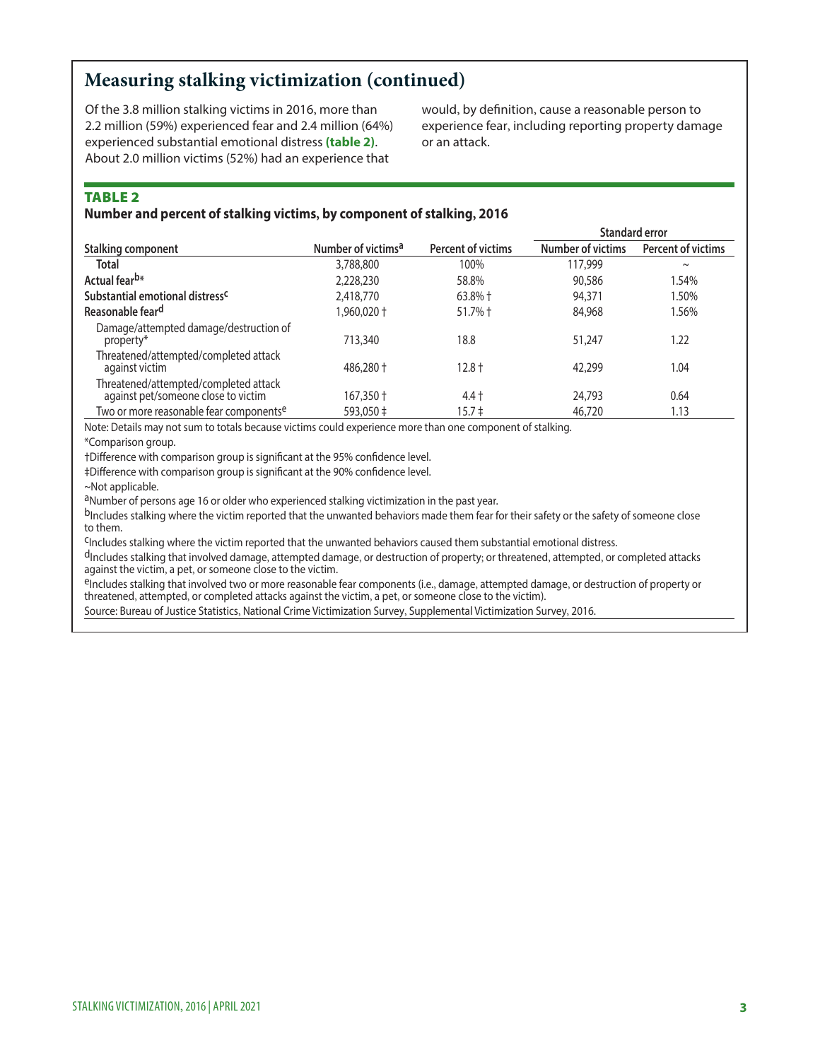## Measuring stalking victimization (continued)

Of the 3.8 million stalking victims in 2016, more than 2.2 million (59%) experienced fear and 2.4 million (64%) experienced substantial emotional distress **(table 2)**. About 2.0 million victims (52%) had an experience that would, by definition, cause a reasonable person to experience fear, including reporting property damage or an attack.

**TABLE 2**

**Number and percent of stalking victims, by component of stalking, 2016**

| | | | Standard error | |
|---|---|---|---|---|
| **Stalking component** | **Number of victims[a]** | **Percent of victims** | **Number of victims** | **Percent of victims** |
| **Total** | 3,788,800 | 100% | 117,999 | ~ |
| **Actual fear[b]*** | 2,228,230 | 58.8% | 90,586 | 1.54% |
| **Substantial emotional distress[c]** | 2,418,770 | 63.8% † | 94,371 | 1.50% |
| **Reasonable fear[d]** | 1,960,020 † | 51.7% † | 84,968 | 1.56% |
| Damage/attempted damage/destruction of property* | 713,340 | 18.8 | 51,247 | 1.22 |
| Threatened/attempted/completed attack against victim | 486,280 † | 12.8 † | 42,299 | 1.04 |
| Threatened/attempted/completed attack against pet/someone close to victim | 167,350 † | 4.4 † | 24,793 | 0.64 |
| Two or more reasonable fear components[e] | 593,050 ‡ | 15.7 ‡ | 46,720 | 1.13 |

Note: Details may not sum to totals because victims could experience more than one component of stalking.

*Comparison group.

†Difference with comparison group is significant at the 95% confidence level.

‡Difference with comparison group is significant at the 90% confidence level.

~Not applicable.

[a]Number of persons age 16 or older who experienced stalking victimization in the past year.

[b]Includes stalking where the victim reported that the unwanted behaviors made them fear for their safety or the safety of someone close to them.

[c]Includes stalking where the victim reported that the unwanted behaviors caused them substantial emotional distress.

[d]Includes stalking that involved damage, attempted damage, or destruction of property; or threatened, attempted, or completed attacks against the victim, a pet, or someone close to the victim.

[e]Includes stalking that involved two or more reasonable fear components (i.e., damage, attempted damage, or destruction of property or threatened, attempted, or completed attacks against the victim, a pet, or someone close to the victim).

Source: Bureau of Justice Statistics, National Crime Victimization Survey, Supplemental Victimization Survey, 2016.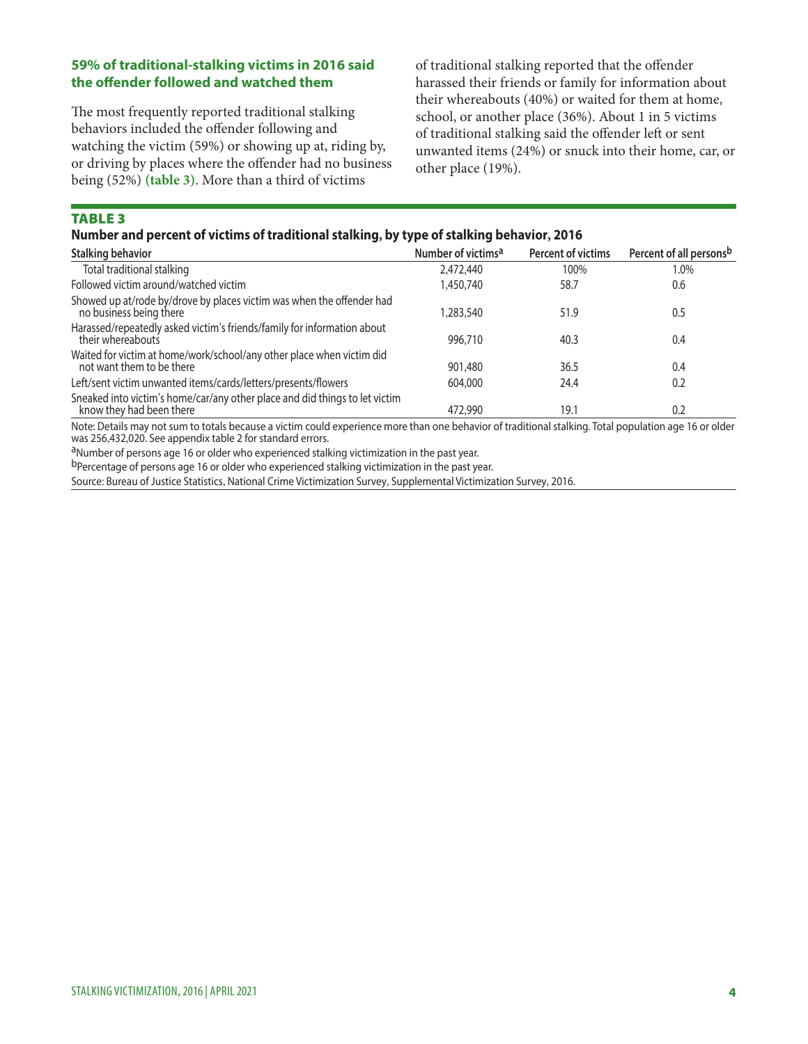### 59% of traditional-stalking victims in 2016 said the offender followed and watched them

The most frequently reported traditional stalking behaviors included the offender following and watching the victim (59%) or showing up at, riding by, or driving by places where the offender had no business being (52%) **(table 3)**. More than a third of victims of traditional stalking reported that the offender harassed their friends or family for information about their whereabouts (40%) or waited for them at home, school, or another place (36%). About 1 in 5 victims of traditional stalking said the offender left or sent unwanted items (24%) or snuck into their home, car, or other place (19%).

**TABLE 3**

**Number and percent of victims of traditional stalking, by type of stalking behavior, 2016**

| Stalking behavior | Number of victims[a] | Percent of victims | Percent of all persons[b] |
|---|---|---|---|
| Total traditional stalking | 2,472,440 | 100% | 1.0% |
| Followed victim around/watched victim | 1,450,740 | 58.7 | 0.6 |
| Showed up at/rode by/drove by places victim was when the offender had no business being there | 1,283,540 | 51.9 | 0.5 |
| Harassed/repeatedly asked victim's friends/family for information about their whereabouts | 996,710 | 40.3 | 0.4 |
| Waited for victim at home/work/school/any other place when victim did not want them to be there | 901,480 | 36.5 | 0.4 |
| Left/sent victim unwanted items/cards/letters/presents/flowers | 604,000 | 24.4 | 0.2 |
| Sneaked into victim's home/car/any other place and did things to let victim know they had been there | 472,990 | 19.1 | 0.2 |

Note: Details may not sum to totals because a victim could experience more than one behavior of traditional stalking. Total population age 16 or older was 256,432,020. See appendix table 2 for standard errors.

[a]Number of persons age 16 or older who experienced stalking victimization in the past year.

[b]Percentage of persons age 16 or older who experienced stalking victimization in the past year.

Source: Bureau of Justice Statistics, National Crime Victimization Survey, Supplemental Victimization Survey, 2016.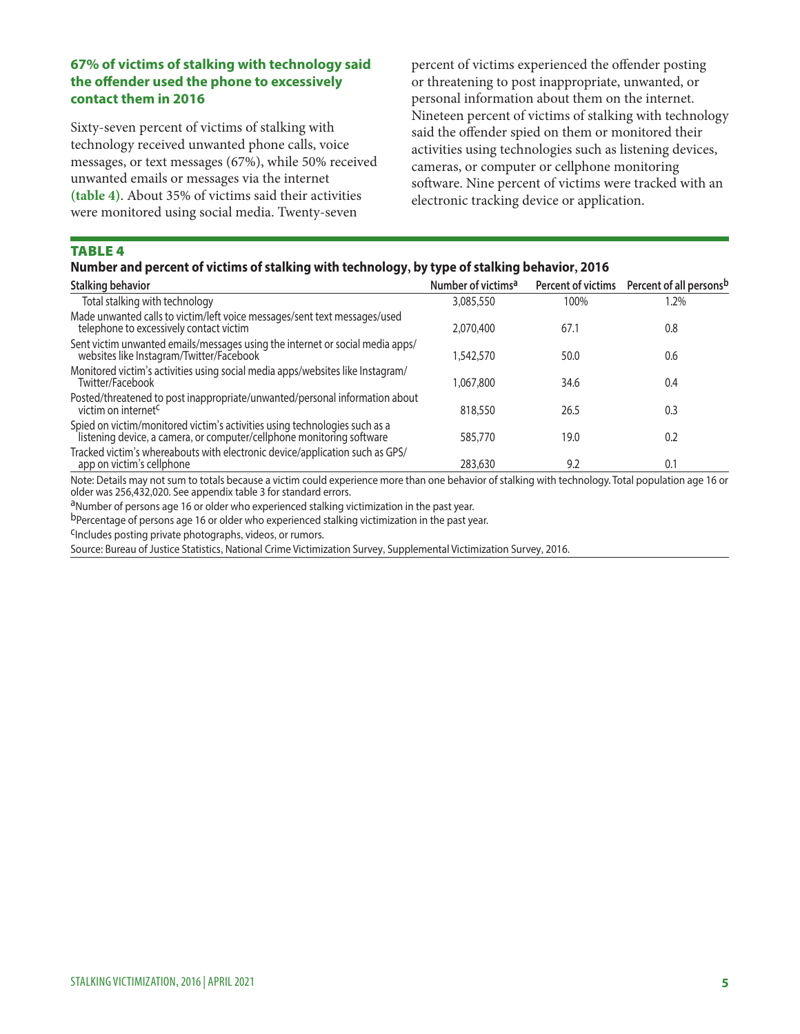### 67% of victims of stalking with technology said the offender used the phone to excessively contact them in 2016

Sixty-seven percent of victims of stalking with technology received unwanted phone calls, voice messages, or text messages (67%), while 50% received unwanted emails or messages via the internet **(table 4)**. About 35% of victims said their activities were monitored using social media. Twenty-seven percent of victims experienced the offender posting or threatening to post inappropriate, unwanted, or personal information about them on the internet. Nineteen percent of victims of stalking with technology said the offender spied on them or monitored their activities using technologies such as listening devices, cameras, or computer or cellphone monitoring software. Nine percent of victims were tracked with an electronic tracking device or application.

**TABLE 4**

**Number and percent of victims of stalking with technology, by type of stalking behavior, 2016**

| Stalking behavior | Number of victims[a] | Percent of victims | Percent of all persons[b] |
|---|---|---|---|
| Total stalking with technology | 3,085,550 | 100% | 1.2% |
| Made unwanted calls to victim/left voice messages/sent text messages/used telephone to excessively contact victim | 2,070,400 | 67.1 | 0.8 |
| Sent victim unwanted emails/messages using the internet or social media apps/websites like Instagram/Twitter/Facebook | 1,542,570 | 50.0 | 0.6 |
| Monitored victim's activities using social media apps/websites like Instagram/Twitter/Facebook | 1,067,800 | 34.6 | 0.4 |
| Posted/threatened to post inappropriate/unwanted/personal information about victim on internet[c] | 818,550 | 26.5 | 0.3 |
| Spied on victim/monitored victim's activities using technologies such as a listening device, a camera, or computer/cellphone monitoring software | 585,770 | 19.0 | 0.2 |
| Tracked victim's whereabouts with electronic device/application such as GPS/app on victim's cellphone | 283,630 | 9.2 | 0.1 |

Note: Details may not sum to totals because a victim could experience more than one behavior of stalking with technology. Total population age 16 or older was 256,432,020. See appendix table 3 for standard errors.

[a]Number of persons age 16 or older who experienced stalking victimization in the past year.

[b]Percentage of persons age 16 or older who experienced stalking victimization in the past year.

[c]Includes posting private photographs, videos, or rumors.

Source: Bureau of Justice Statistics, National Crime Victimization Survey, Supplemental Victimization Survey, 2016.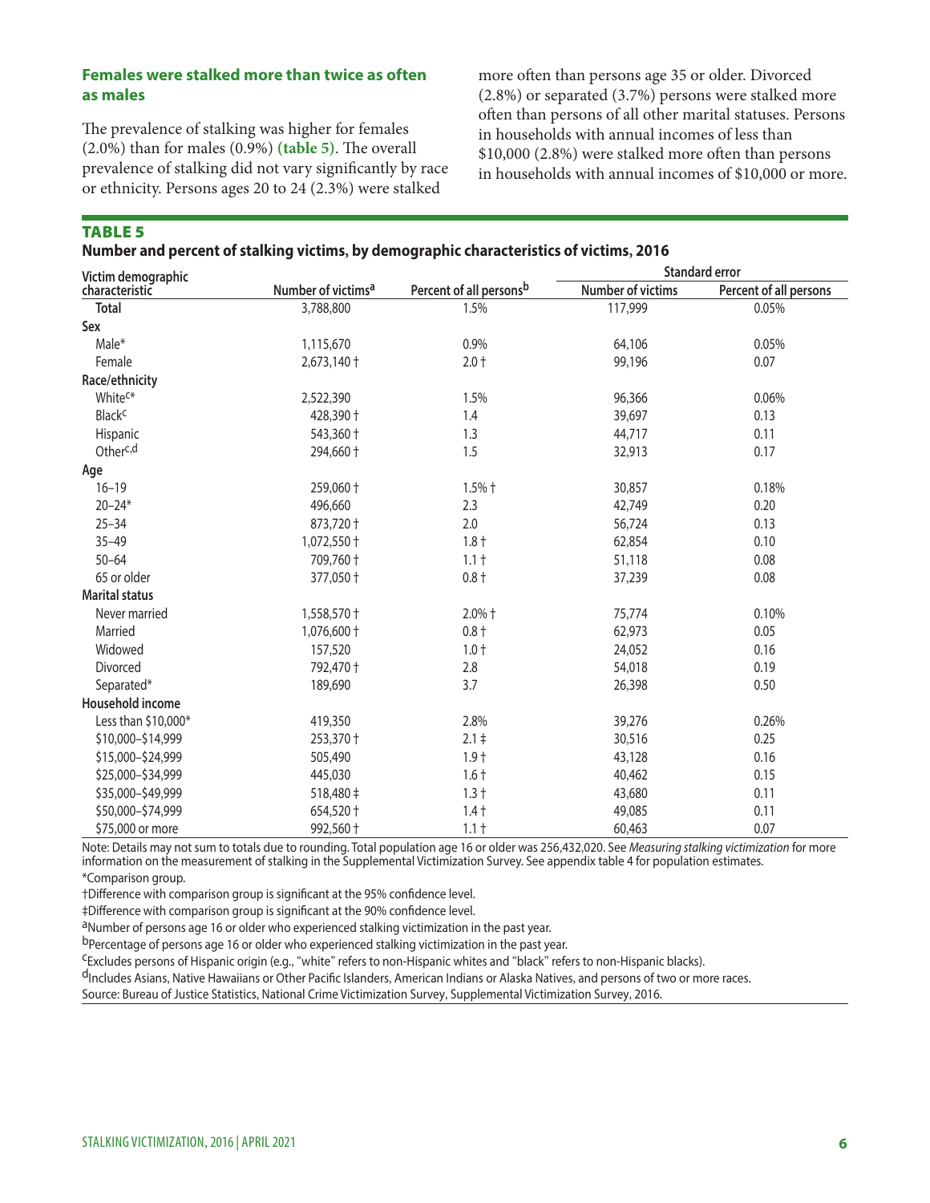## Females were stalked more than twice as often as males

The prevalence of stalking was higher for females (2.0%) than for males (0.9%) **(table 5)**. The overall prevalence of stalking did not vary significantly by race or ethnicity. Persons ages 20 to 24 (2.3%) were stalked more often than persons age 35 or older. Divorced (2.8%) or separated (3.7%) persons were stalked more often than persons of all other marital statuses. Persons in households with annual incomes of less than $10,000 (2.8%) were stalked more often than persons in households with annual incomes of $10,000 or more.

### TABLE 5

**Number and percent of stalking victims, by demographic characteristics of victims, 2016**

| Victim demographic characteristic | Number of victims[a] | Percent of all persons[b] | Standard error | |
|---|---|---|---|---|
| | | | Number of victims | Percent of all persons |
| **Total** | 3,788,800 | 1.5% | 117,999 | 0.05% |
| **Sex** | | | | |
| Male* | 1,115,670 | 0.9% | 64,106 | 0.05% |
| Female | 2,673,140 † | 2.0 † | 99,196 | 0.07 |
| **Race/ethnicity** | | | | |
| White[c]* | 2,522,390 | 1.5% | 96,366 | 0.06% |
| Black[c] | 428,390 † | 1.4 | 39,697 | 0.13 |
| Hispanic | 543,360 † | 1.3 | 44,717 | 0.11 |
| Other[c,d] | 294,660 † | 1.5 | 32,913 | 0.17 |
| **Age** | | | | |
| 16–19 | 259,060 † | 1.5% † | 30,857 | 0.18% |
| 20–24* | 496,660 | 2.3 | 42,749 | 0.20 |
| 25–34 | 873,720 † | 2.0 | 56,724 | 0.13 |
| 35–49 | 1,072,550 † | 1.8 † | 62,854 | 0.10 |
| 50–64 | 709,760 † | 1.1 † | 51,118 | 0.08 |
| 65 or older | 377,050 † | 0.8 † | 37,239 | 0.08 |
| **Marital status** | | | | |
| Never married | 1,558,570 † | 2.0% † | 75,774 | 0.10% |
| Married | 1,076,600 † | 0.8 † | 62,973 | 0.05 |
| Widowed | 157,520 | 1.0 † | 24,052 | 0.16 |
| Divorced | 792,470 † | 2.8 | 54,018 | 0.19 |
| Separated* | 189,690 | 3.7 | 26,398 | 0.50 |
| **Household income** | | | | |
| Less than $10,000* | 419,350 | 2.8% | 39,276 | 0.26% |
| $10,000–$14,999 | 253,370 † | 2.1 ‡ | 30,516 | 0.25 |
| $15,000–$24,999 | 505,490 | 1.9 † | 43,128 | 0.16 |
| $25,000–$34,999 | 445,030 | 1.6 † | 40,462 | 0.15 |
| $35,000–$49,999 | 518,480 ‡ | 1.3 † | 43,680 | 0.11 |
| $50,000–$74,999 | 654,520 † | 1.4 † | 49,085 | 0.11 |
| $75,000 or more | 992,560 † | 1.1 † | 60,463 | 0.07 |

Note: Details may not sum to totals due to rounding. Total population age 16 or older was 256,432,020. See *Measuring stalking victimization* for more information on the measurement of stalking in the Supplemental Victimization Survey. See appendix table 4 for population estimates.

*Comparison group.

†Difference with comparison group is significant at the 95% confidence level.

‡Difference with comparison group is significant at the 90% confidence level.

[a]Number of persons age 16 or older who experienced stalking victimization in the past year.

[b]Percentage of persons age 16 or older who experienced stalking victimization in the past year.

[c]Excludes persons of Hispanic origin (e.g., "white" refers to non-Hispanic whites and "black" refers to non-Hispanic blacks).

[d]Includes Asians, Native Hawaiians or Other Pacific Islanders, American Indians or Alaska Natives, and persons of two or more races.

Source: Bureau of Justice Statistics, National Crime Victimization Survey, Supplemental Victimization Survey, 2016.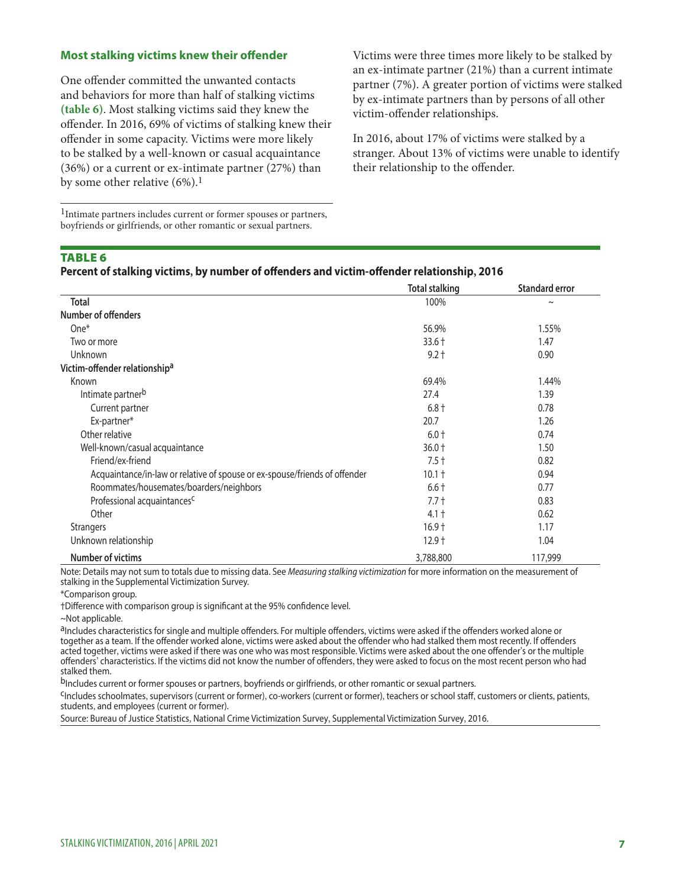## Most stalking victims knew their offender

One offender committed the unwanted contacts and behaviors for more than half of stalking victims **(table 6)**. Most stalking victims said they knew the offender. In 2016, 69% of victims of stalking knew their offender in some capacity. Victims were more likely to be stalked by a well-known or casual acquaintance (36%) or a current or ex-intimate partner (27%) than by some other relative (6%).[1]

Victims were three times more likely to be stalked by an ex-intimate partner (21%) than a current intimate partner (7%). A greater portion of victims were stalked by ex-intimate partners than by persons of all other victim-offender relationships.

In 2016, about 17% of victims were stalked by a stranger. About 13% of victims were unable to identify their relationship to the offender.

[1]Intimate partners includes current or former spouses or partners, boyfriends or girlfriends, or other romantic or sexual partners.

### TABLE 6

**Percent of stalking victims, by number of offenders and victim-offender relationship, 2016**

| | Total stalking | Standard error |
|---|---|---|
| **Total** | 100% | ~ |
| **Number of offenders** | | |
| One* | 56.9% | 1.55% |
| Two or more | 33.6 † | 1.47 |
| Unknown | 9.2 † | 0.90 |
| **Victim-offender relationship[a]** | | |
| Known | 69.4% | 1.44% |
| Intimate partner[b] | 27.4 | 1.39 |
| Current partner | 6.8 † | 0.78 |
| Ex-partner* | 20.7 | 1.26 |
| Other relative | 6.0 † | 0.74 |
| Well-known/casual acquaintance | 36.0 † | 1.50 |
| Friend/ex-friend | 7.5 † | 0.82 |
| Acquaintance/in-law or relative of spouse or ex-spouse/friends of offender | 10.1 † | 0.94 |
| Roommates/housemates/boarders/neighbors | 6.6 † | 0.77 |
| Professional acquaintances[c] | 7.7 † | 0.83 |
| Other | 4.1 † | 0.62 |
| Strangers | 16.9 † | 1.17 |
| Unknown relationship | 12.9 † | 1.04 |
| **Number of victims** | 3,788,800 | 117,999 |

Note: Details may not sum to totals due to missing data. See *Measuring stalking victimization* for more information on the measurement of stalking in the Supplemental Victimization Survey.

*Comparison group.

†Difference with comparison group is significant at the 95% confidence level.

~Not applicable.

[a]Includes characteristics for single and multiple offenders. For multiple offenders, victims were asked if the offenders worked alone or together as a team. If the offender worked alone, victims were asked about the offender who had stalked them most recently. If offenders acted together, victims were asked if there was one who was most responsible. Victims were asked about the one offender's or the multiple offenders' characteristics. If the victims did not know the number of offenders, they were asked to focus on the most recent person who had stalked them.

[b]Includes current or former spouses or partners, boyfriends or girlfriends, or other romantic or sexual partners.

[c]Includes schoolmates, supervisors (current or former), co-workers (current or former), teachers or school staff, customers or clients, patients, students, and employees (current or former).

Source: Bureau of Justice Statistics, National Crime Victimization Survey, Supplemental Victimization Survey, 2016.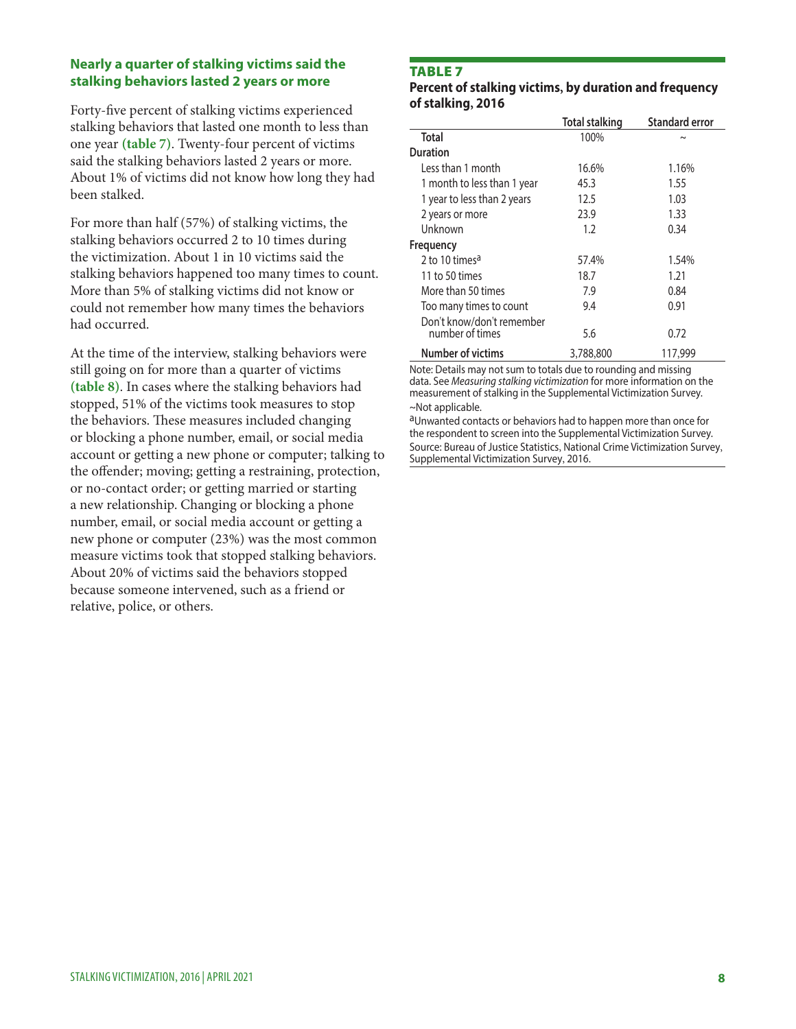### Nearly a quarter of stalking victims said the stalking behaviors lasted 2 years or more

Forty-five percent of stalking victims experienced stalking behaviors that lasted one month to less than one year **(table 7)**. Twenty-four percent of victims said the stalking behaviors lasted 2 years or more. About 1% of victims did not know how long they had been stalked.

For more than half (57%) of stalking victims, the stalking behaviors occurred 2 to 10 times during the victimization. About 1 in 10 victims said the stalking behaviors happened too many times to count. More than 5% of stalking victims did not know or could not remember how many times the behaviors had occurred.

At the time of the interview, stalking behaviors were still going on for more than a quarter of victims **(table 8)**. In cases where the stalking behaviors had stopped, 51% of the victims took measures to stop the behaviors. These measures included changing or blocking a phone number, email, or social media account or getting a new phone or computer; talking to the offender; moving; getting a restraining, protection, or no-contact order; or getting married or starting a new relationship. Changing or blocking a phone number, email, or social media account or getting a new phone or computer (23%) was the most common measure victims took that stopped stalking behaviors. About 20% of victims said the behaviors stopped because someone intervened, such as a friend or relative, police, or others.

**TABLE 7**
**Percent of stalking victims, by duration and frequency of stalking, 2016**

| | Total stalking | Standard error |
|---|---|---|
| **Total** | 100% | ~ |
| **Duration** | | |
| Less than 1 month | 16.6% | 1.16% |
| 1 month to less than 1 year | 45.3 | 1.55 |
| 1 year to less than 2 years | 12.5 | 1.03 |
| 2 years or more | 23.9 | 1.33 |
| Unknown | 1.2 | 0.34 |
| **Frequency** | | |
| 2 to 10 times[a] | 57.4% | 1.54% |
| 11 to 50 times | 18.7 | 1.21 |
| More than 50 times | 7.9 | 0.84 |
| Too many times to count | 9.4 | 0.91 |
| Don't know/don't remember number of times | 5.6 | 0.72 |
| **Number of victims** | 3,788,800 | 117,999 |

Note: Details may not sum to totals due to rounding and missing data. See *Measuring stalking victimization* for more information on the measurement of stalking in the Supplemental Victimization Survey.
~Not applicable.
[a]Unwanted contacts or behaviors had to happen more than once for the respondent to screen into the Supplemental Victimization Survey.
Source: Bureau of Justice Statistics, National Crime Victimization Survey, Supplemental Victimization Survey, 2016.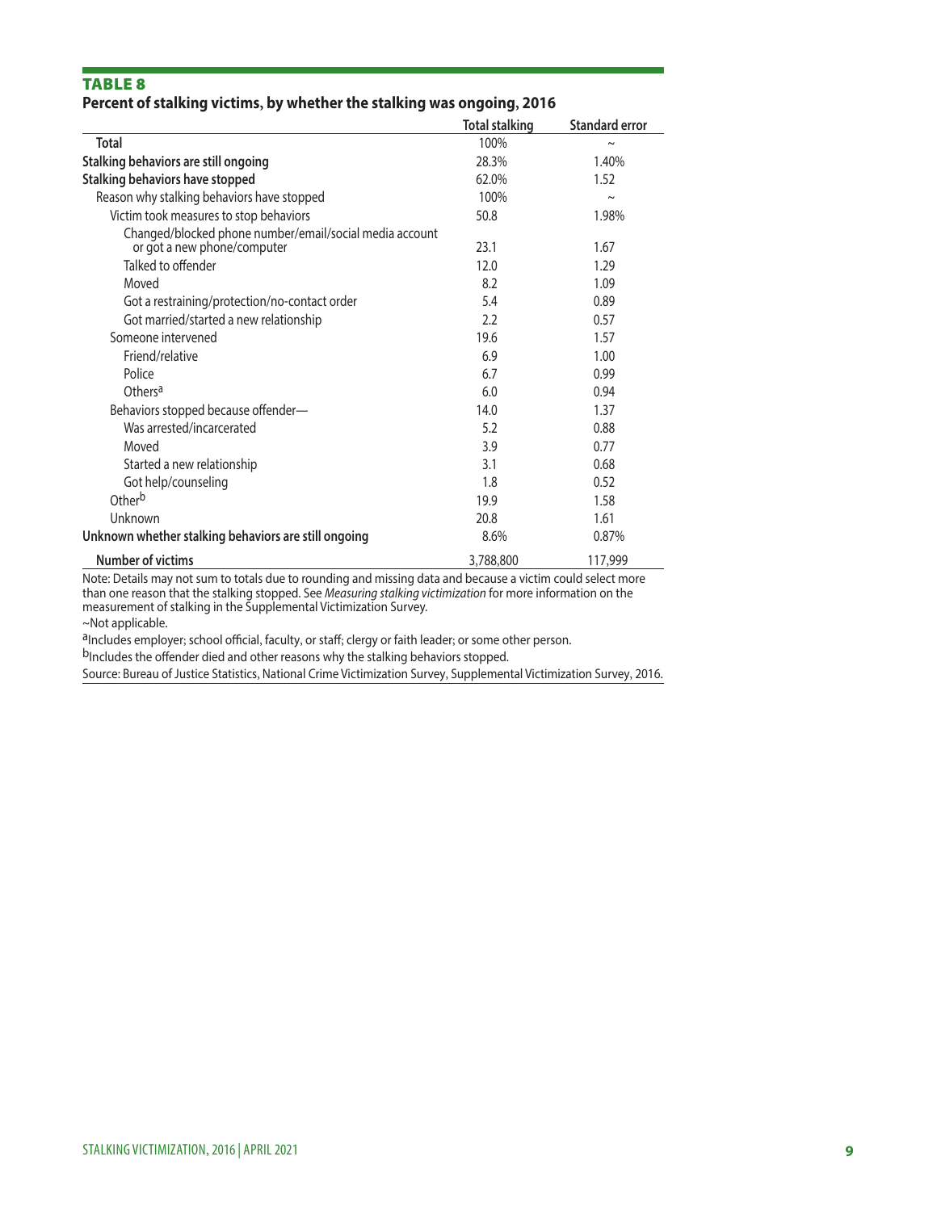## TABLE 8

**Percent of stalking victims, by whether the stalking was ongoing, 2016**

| | Total stalking | Standard error |
|---|---|---|
| **Total** | 100% | ~ |
| **Stalking behaviors are still ongoing** | 28.3% | 1.40% |
| **Stalking behaviors have stopped** | 62.0% | 1.52 |
| Reason why stalking behaviors have stopped | 100% | ~ |
| Victim took measures to stop behaviors | 50.8 | 1.98% |
| Changed/blocked phone number/email/social media account or got a new phone/computer | 23.1 | 1.67 |
| Talked to offender | 12.0 | 1.29 |
| Moved | 8.2 | 1.09 |
| Got a restraining/protection/no-contact order | 5.4 | 0.89 |
| Got married/started a new relationship | 2.2 | 0.57 |
| Someone intervened | 19.6 | 1.57 |
| Friend/relative | 6.9 | 1.00 |
| Police | 6.7 | 0.99 |
| Others[a] | 6.0 | 0.94 |
| Behaviors stopped because offender— | 14.0 | 1.37 |
| Was arrested/incarcerated | 5.2 | 0.88 |
| Moved | 3.9 | 0.77 |
| Started a new relationship | 3.1 | 0.68 |
| Got help/counseling | 1.8 | 0.52 |
| Other[b] | 19.9 | 1.58 |
| Unknown | 20.8 | 1.61 |
| **Unknown whether stalking behaviors are still ongoing** | 8.6% | 0.87% |
| **Number of victims** | 3,788,800 | 117,999 |

Note: Details may not sum to totals due to rounding and missing data and because a victim could select more than one reason that the stalking stopped. See *Measuring stalking victimization* for more information on the measurement of stalking in the Supplemental Victimization Survey.

~Not applicable.

[a]Includes employer; school official, faculty, or staff; clergy or faith leader; or some other person.

[b]Includes the offender died and other reasons why the stalking behaviors stopped.

Source: Bureau of Justice Statistics, National Crime Victimization Survey, Supplemental Victimization Survey, 2016.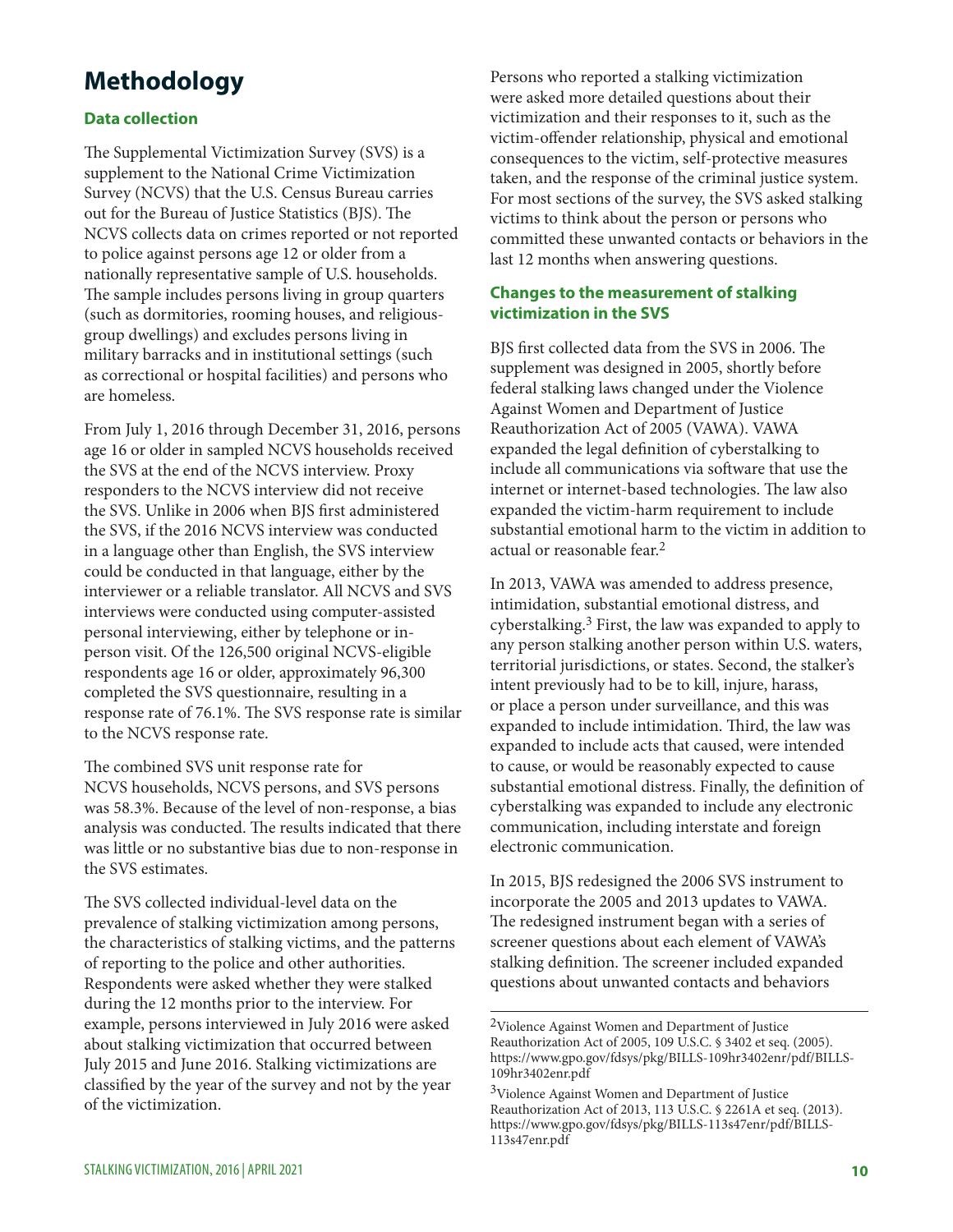# Methodology

### Data collection

The Supplemental Victimization Survey (SVS) is a supplement to the National Crime Victimization Survey (NCVS) that the U.S. Census Bureau carries out for the Bureau of Justice Statistics (BJS). The NCVS collects data on crimes reported or not reported to police against persons age 12 or older from a nationally representative sample of U.S. households. The sample includes persons living in group quarters (such as dormitories, rooming houses, and religious-group dwellings) and excludes persons living in military barracks and in institutional settings (such as correctional or hospital facilities) and persons who are homeless.

From July 1, 2016 through December 31, 2016, persons age 16 or older in sampled NCVS households received the SVS at the end of the NCVS interview. Proxy responders to the NCVS interview did not receive the SVS. Unlike in 2006 when BJS first administered the SVS, if the 2016 NCVS interview was conducted in a language other than English, the SVS interview could be conducted in that language, either by the interviewer or a reliable translator. All NCVS and SVS interviews were conducted using computer-assisted personal interviewing, either by telephone or in-person visit. Of the 126,500 original NCVS-eligible respondents age 16 or older, approximately 96,300 completed the SVS questionnaire, resulting in a response rate of 76.1%. The SVS response rate is similar to the NCVS response rate.

The combined SVS unit response rate for NCVS households, NCVS persons, and SVS persons was 58.3%. Because of the level of non-response, a bias analysis was conducted. The results indicated that there was little or no substantive bias due to non-response in the SVS estimates.

The SVS collected individual-level data on the prevalence of stalking victimization among persons, the characteristics of stalking victims, and the patterns of reporting to the police and other authorities. Respondents were asked whether they were stalked during the 12 months prior to the interview. For example, persons interviewed in July 2016 were asked about stalking victimization that occurred between July 2015 and June 2016. Stalking victimizations are classified by the year of the survey and not by the year of the victimization.

Persons who reported a stalking victimization were asked more detailed questions about their victimization and their responses to it, such as the victim-offender relationship, physical and emotional consequences to the victim, self-protective measures taken, and the response of the criminal justice system. For most sections of the survey, the SVS asked stalking victims to think about the person or persons who committed these unwanted contacts or behaviors in the last 12 months when answering questions.

### Changes to the measurement of stalking victimization in the SVS

BJS first collected data from the SVS in 2006. The supplement was designed in 2005, shortly before federal stalking laws changed under the Violence Against Women and Department of Justice Reauthorization Act of 2005 (VAWA). VAWA expanded the legal definition of cyberstalking to include all communications via software that use the internet or internet-based technologies. The law also expanded the victim-harm requirement to include substantial emotional harm to the victim in addition to actual or reasonable fear.[2]

In 2013, VAWA was amended to address presence, intimidation, substantial emotional distress, and cyberstalking.[3] First, the law was expanded to apply to any person stalking another person within U.S. waters, territorial jurisdictions, or states. Second, the stalker's intent previously had to be to kill, injure, harass, or place a person under surveillance, and this was expanded to include intimidation. Third, the law was expanded to include acts that caused, were intended to cause, or would be reasonably expected to cause substantial emotional distress. Finally, the definition of cyberstalking was expanded to include any electronic communication, including interstate and foreign electronic communication.

In 2015, BJS redesigned the 2006 SVS instrument to incorporate the 2005 and 2013 updates to VAWA. The redesigned instrument began with a series of screener questions about each element of VAWA's stalking definition. The screener included expanded questions about unwanted contacts and behaviors

---

[2] Violence Against Women and Department of Justice Reauthorization Act of 2005, 109 U.S.C. § 3402 et seq. (2005). https://www.gpo.gov/fdsys/pkg/BILLS-109hr3402enr/pdf/BILLS-109hr3402enr.pdf

[3] Violence Against Women and Department of Justice Reauthorization Act of 2013, 113 U.S.C. § 2261A et seq. (2013). https://www.gpo.gov/fdsys/pkg/BILLS-113s47enr/pdf/BILLS-113s47enr.pdf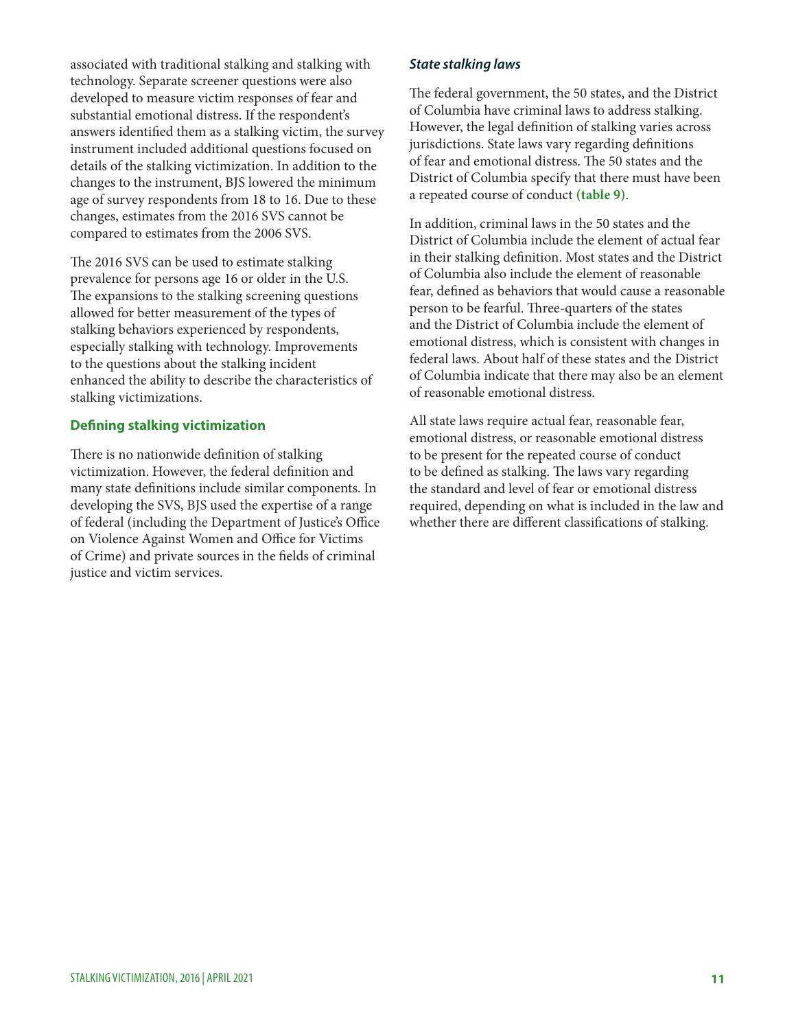associated with traditional stalking and stalking with technology. Separate screener questions were also developed to measure victim responses of fear and substantial emotional distress. If the respondent's answers identified them as a stalking victim, the survey instrument included additional questions focused on details of the stalking victimization. In addition to the changes to the instrument, BJS lowered the minimum age of survey respondents from 18 to 16. Due to these changes, estimates from the 2016 SVS cannot be compared to estimates from the 2006 SVS.

The 2016 SVS can be used to estimate stalking prevalence for persons age 16 or older in the U.S. The expansions to the stalking screening questions allowed for better measurement of the types of stalking behaviors experienced by respondents, especially stalking with technology. Improvements to the questions about the stalking incident enhanced the ability to describe the characteristics of stalking victimizations.

## Defining stalking victimization

There is no nationwide definition of stalking victimization. However, the federal definition and many state definitions include similar components. In developing the SVS, BJS used the expertise of a range of federal (including the Department of Justice's Office on Violence Against Women and Office for Victims of Crime) and private sources in the fields of criminal justice and victim services.

### *State stalking laws*

The federal government, the 50 states, and the District of Columbia have criminal laws to address stalking. However, the legal definition of stalking varies across jurisdictions. State laws vary regarding definitions of fear and emotional distress. The 50 states and the District of Columbia specify that there must have been a repeated course of conduct **(table 9)**.

In addition, criminal laws in the 50 states and the District of Columbia include the element of actual fear in their stalking definition. Most states and the District of Columbia also include the element of reasonable fear, defined as behaviors that would cause a reasonable person to be fearful. Three-quarters of the states and the District of Columbia include the element of emotional distress, which is consistent with changes in federal laws. About half of these states and the District of Columbia indicate that there may also be an element of reasonable emotional distress.

All state laws require actual fear, reasonable fear, emotional distress, or reasonable emotional distress to be present for the repeated course of conduct to be defined as stalking. The laws vary regarding the standard and level of fear or emotional distress required, depending on what is included in the law and whether there are different classifications of stalking.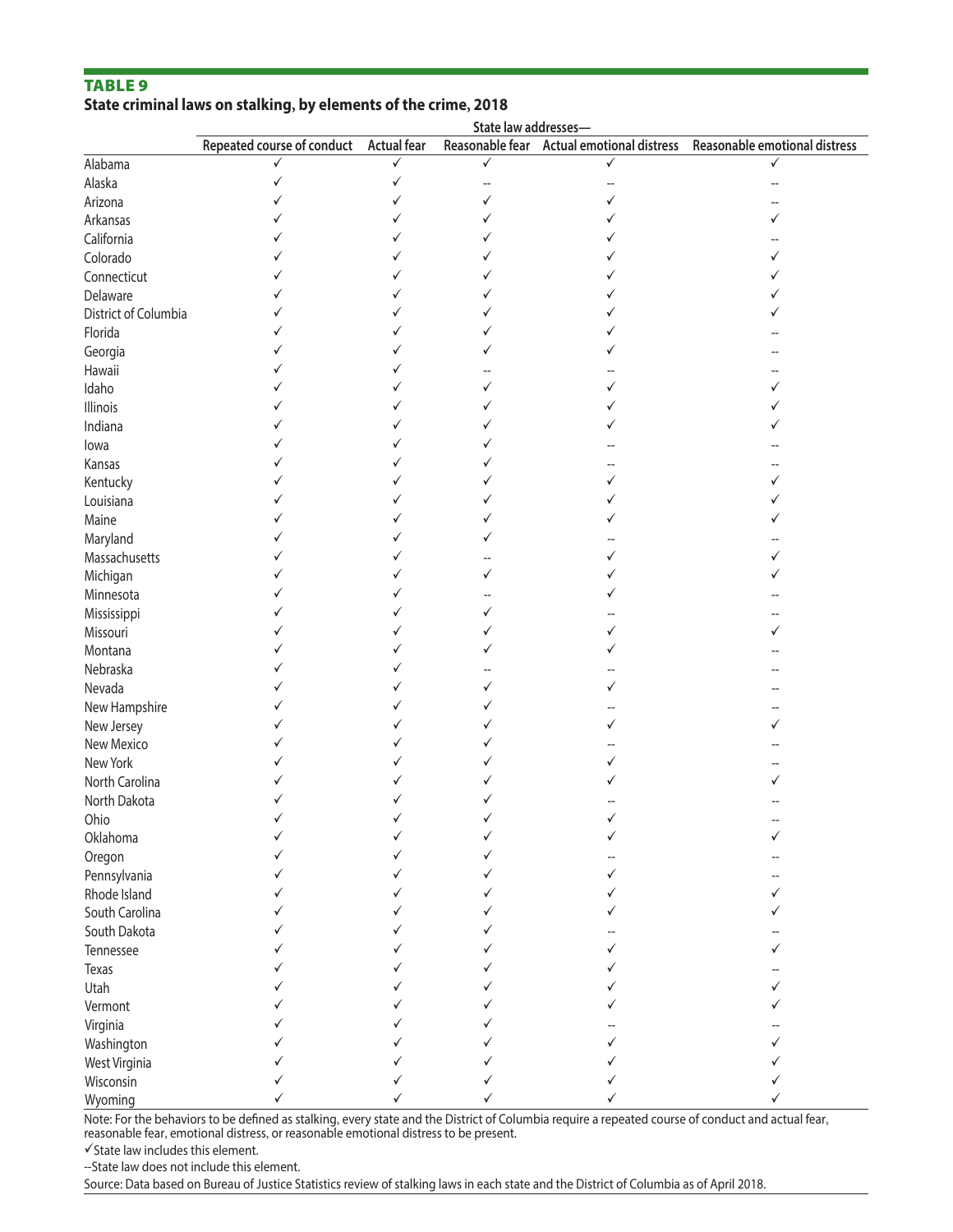## TABLE 9

**State criminal laws on stalking, by elements of the crime, 2018**

| | State law addresses— | | | | |
|---|---|---|---|---|---|
| | Repeated course of conduct | Actual fear | Reasonable fear | Actual emotional distress | Reasonable emotional distress |
| Alabama | ✓ | ✓ | ✓ | ✓ | ✓ |
| Alaska | ✓ | ✓ | -- | -- | -- |
| Arizona | ✓ | ✓ | ✓ | ✓ | -- |
| Arkansas | ✓ | ✓ | ✓ | ✓ | ✓ |
| California | ✓ | ✓ | ✓ | ✓ | -- |
| Colorado | ✓ | ✓ | ✓ | ✓ | ✓ |
| Connecticut | ✓ | ✓ | ✓ | ✓ | ✓ |
| Delaware | ✓ | ✓ | ✓ | ✓ | ✓ |
| District of Columbia | ✓ | ✓ | ✓ | ✓ | ✓ |
| Florida | ✓ | ✓ | ✓ | ✓ | -- |
| Georgia | ✓ | ✓ | ✓ | ✓ | -- |
| Hawaii | ✓ | ✓ | -- | -- | -- |
| Idaho | ✓ | ✓ | ✓ | ✓ | ✓ |
| Illinois | ✓ | ✓ | ✓ | ✓ | ✓ |
| Indiana | ✓ | ✓ | ✓ | ✓ | ✓ |
| Iowa | ✓ | ✓ | ✓ | -- | -- |
| Kansas | ✓ | ✓ | ✓ | -- | -- |
| Kentucky | ✓ | ✓ | ✓ | ✓ | ✓ |
| Louisiana | ✓ | ✓ | ✓ | ✓ | ✓ |
| Maine | ✓ | ✓ | ✓ | ✓ | ✓ |
| Maryland | ✓ | ✓ | ✓ | -- | -- |
| Massachusetts | ✓ | ✓ | -- | ✓ | ✓ |
| Michigan | ✓ | ✓ | ✓ | ✓ | ✓ |
| Minnesota | ✓ | ✓ | -- | ✓ | -- |
| Mississippi | ✓ | ✓ | ✓ | -- | -- |
| Missouri | ✓ | ✓ | ✓ | ✓ | ✓ |
| Montana | ✓ | ✓ | ✓ | ✓ | -- |
| Nebraska | ✓ | ✓ | -- | -- | -- |
| Nevada | ✓ | ✓ | ✓ | ✓ | -- |
| New Hampshire | ✓ | ✓ | ✓ | -- | -- |
| New Jersey | ✓ | ✓ | ✓ | ✓ | ✓ |
| New Mexico | ✓ | ✓ | ✓ | -- | -- |
| New York | ✓ | ✓ | ✓ | ✓ | -- |
| North Carolina | ✓ | ✓ | ✓ | ✓ | ✓ |
| North Dakota | ✓ | ✓ | ✓ | -- | -- |
| Ohio | ✓ | ✓ | ✓ | ✓ | -- |
| Oklahoma | ✓ | ✓ | ✓ | ✓ | ✓ |
| Oregon | ✓ | ✓ | ✓ | -- | -- |
| Pennsylvania | ✓ | ✓ | ✓ | ✓ | -- |
| Rhode Island | ✓ | ✓ | ✓ | ✓ | ✓ |
| South Carolina | ✓ | ✓ | ✓ | ✓ | ✓ |
| South Dakota | ✓ | ✓ | ✓ | -- | -- |
| Tennessee | ✓ | ✓ | ✓ | ✓ | ✓ |
| Texas | ✓ | ✓ | ✓ | ✓ | -- |
| Utah | ✓ | ✓ | ✓ | ✓ | ✓ |
| Vermont | ✓ | ✓ | ✓ | ✓ | ✓ |
| Virginia | ✓ | ✓ | ✓ | -- | -- |
| Washington | ✓ | ✓ | ✓ | ✓ | ✓ |
| West Virginia | ✓ | ✓ | ✓ | ✓ | ✓ |
| Wisconsin | ✓ | ✓ | ✓ | ✓ | ✓ |
| Wyoming | ✓ | ✓ | ✓ | ✓ | ✓ |

Note: For the behaviors to be defined as stalking, every state and the District of Columbia require a repeated course of conduct and actual fear, reasonable fear, emotional distress, or reasonable emotional distress to be present.

✓State law includes this element.

--State law does not include this element.

Source: Data based on Bureau of Justice Statistics review of stalking laws in each state and the District of Columbia as of April 2018.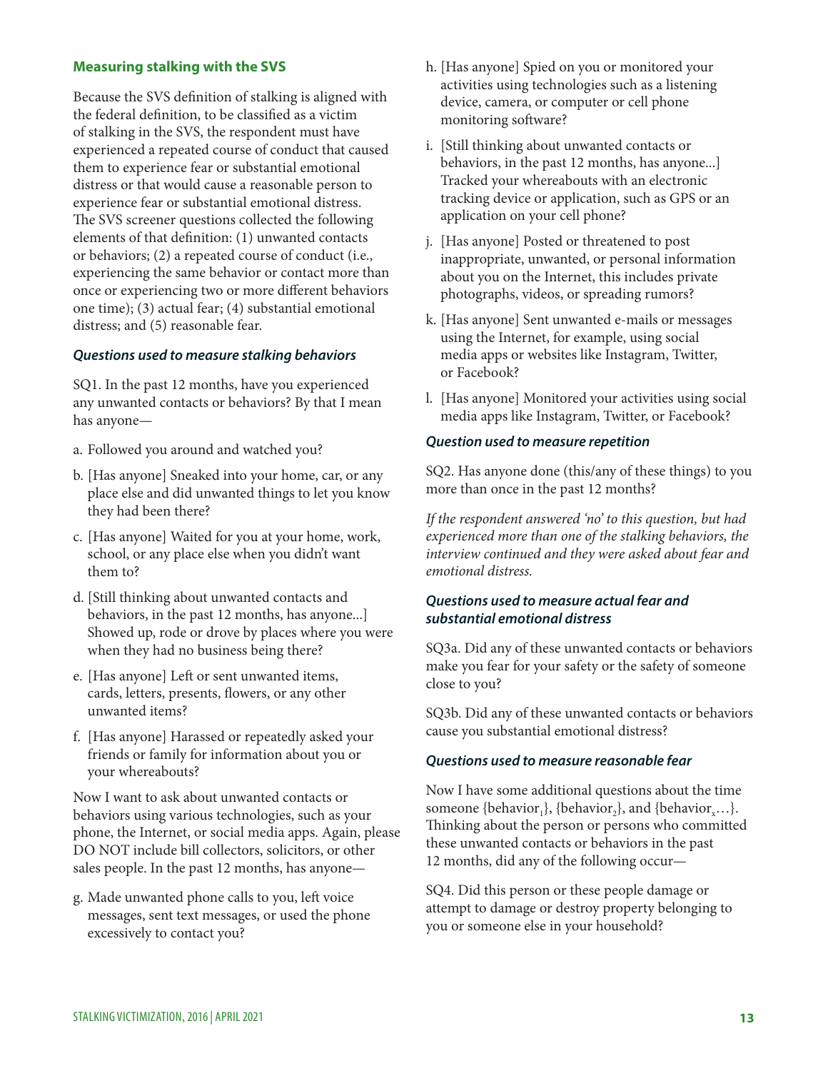### Measuring stalking with the SVS

Because the SVS definition of stalking is aligned with the federal definition, to be classified as a victim of stalking in the SVS, the respondent must have experienced a repeated course of conduct that caused them to experience fear or substantial emotional distress or that would cause a reasonable person to experience fear or substantial emotional distress. The SVS screener questions collected the following elements of that definition: (1) unwanted contacts or behaviors; (2) a repeated course of conduct (i.e., experiencing the same behavior or contact more than once or experiencing two or more different behaviors one time); (3) actual fear; (4) substantial emotional distress; and (5) reasonable fear.

#### *Questions used to measure stalking behaviors*

SQ1. In the past 12 months, have you experienced any unwanted contacts or behaviors? By that I mean has anyone—

a. Followed you around and watched you?

b. [Has anyone] Sneaked into your home, car, or any place else and did unwanted things to let you know they had been there?

c. [Has anyone] Waited for you at your home, work, school, or any place else when you didn't want them to?

d. [Still thinking about unwanted contacts and behaviors, in the past 12 months, has anyone...] Showed up, rode or drove by places where you were when they had no business being there?

e. [Has anyone] Left or sent unwanted items, cards, letters, presents, flowers, or any other unwanted items?

f. [Has anyone] Harassed or repeatedly asked your friends or family for information about you or your whereabouts?

Now I want to ask about unwanted contacts or behaviors using various technologies, such as your phone, the Internet, or social media apps. Again, please DO NOT include bill collectors, solicitors, or other sales people. In the past 12 months, has anyone—

g. Made unwanted phone calls to you, left voice messages, sent text messages, or used the phone excessively to contact you?

h. [Has anyone] Spied on you or monitored your activities using technologies such as a listening device, camera, or computer or cell phone monitoring software?

i. [Still thinking about unwanted contacts or behaviors, in the past 12 months, has anyone...] Tracked your whereabouts with an electronic tracking device or application, such as GPS or an application on your cell phone?

j. [Has anyone] Posted or threatened to post inappropriate, unwanted, or personal information about you on the Internet, this includes private photographs, videos, or spreading rumors?

k. [Has anyone] Sent unwanted e-mails or messages using the Internet, for example, using social media apps or websites like Instagram, Twitter, or Facebook?

l. [Has anyone] Monitored your activities using social media apps like Instagram, Twitter, or Facebook?

#### *Question used to measure repetition*

SQ2. Has anyone done (this/any of these things) to you more than once in the past 12 months?

*If the respondent answered 'no' to this question, but had experienced more than one of the stalking behaviors, the interview continued and they were asked about fear and emotional distress.*

#### *Questions used to measure actual fear and substantial emotional distress*

SQ3a. Did any of these unwanted contacts or behaviors make you fear for your safety or the safety of someone close to you?

SQ3b. Did any of these unwanted contacts or behaviors cause you substantial emotional distress?

#### *Questions used to measure reasonable fear*

Now I have some additional questions about the time someone {$\text{behavior}_1$}, {$\text{behavior}_2$}, and {$\text{behavior}_x$…}. Thinking about the person or persons who committed these unwanted contacts or behaviors in the past 12 months, did any of the following occur—

SQ4. Did this person or these people damage or attempt to damage or destroy property belonging to you or someone else in your household?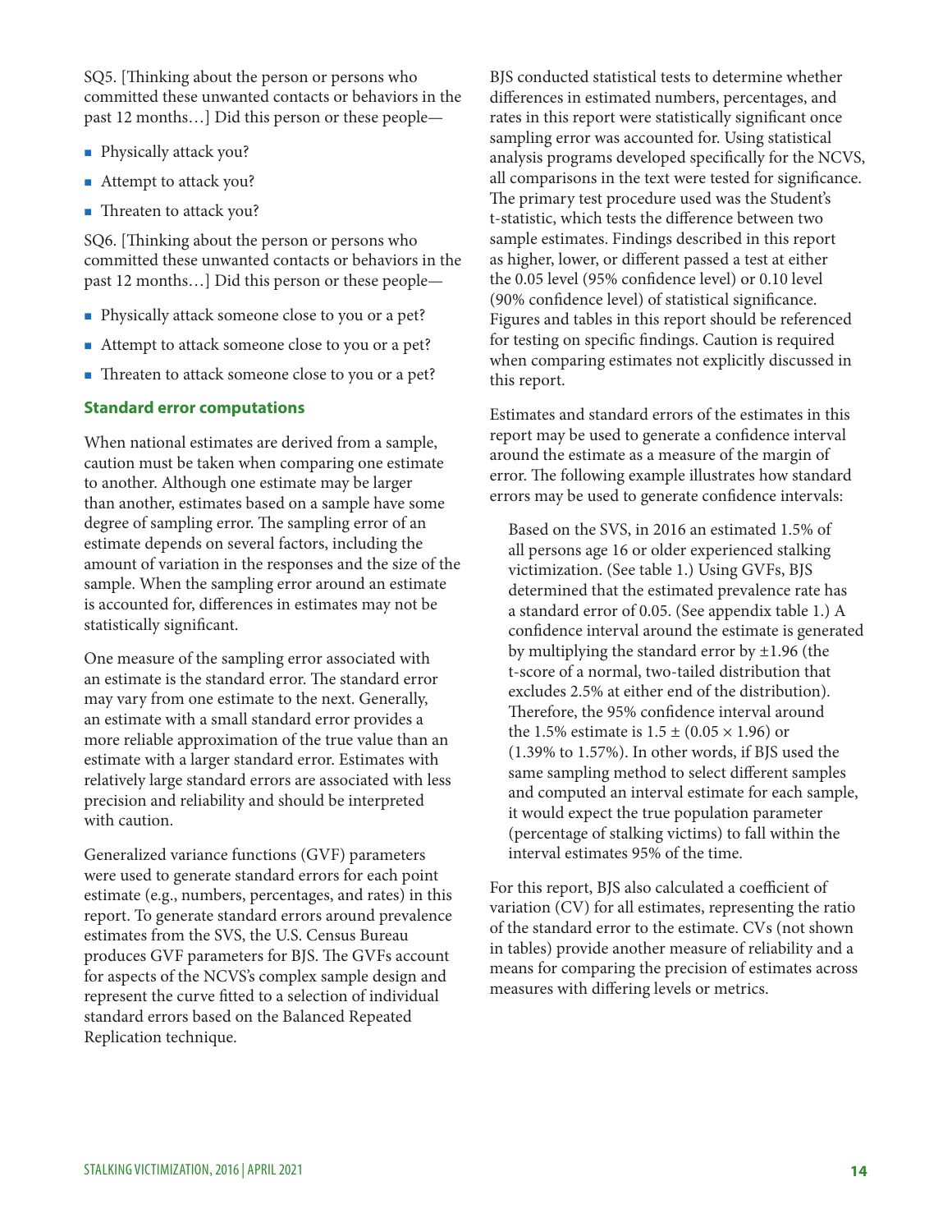SQ5. [Thinking about the person or persons who committed these unwanted contacts or behaviors in the past 12 months…] Did this person or these people—

- Physically attack you?
- Attempt to attack you?
- Threaten to attack you?

SQ6. [Thinking about the person or persons who committed these unwanted contacts or behaviors in the past 12 months…] Did this person or these people—

- Physically attack someone close to you or a pet?
- Attempt to attack someone close to you or a pet?
- Threaten to attack someone close to you or a pet?

### Standard error computations

When national estimates are derived from a sample, caution must be taken when comparing one estimate to another. Although one estimate may be larger than another, estimates based on a sample have some degree of sampling error. The sampling error of an estimate depends on several factors, including the amount of variation in the responses and the size of the sample. When the sampling error around an estimate is accounted for, differences in estimates may not be statistically significant.

One measure of the sampling error associated with an estimate is the standard error. The standard error may vary from one estimate to the next. Generally, an estimate with a small standard error provides a more reliable approximation of the true value than an estimate with a larger standard error. Estimates with relatively large standard errors are associated with less precision and reliability and should be interpreted with caution.

Generalized variance functions (GVF) parameters were used to generate standard errors for each point estimate (e.g., numbers, percentages, and rates) in this report. To generate standard errors around prevalence estimates from the SVS, the U.S. Census Bureau produces GVF parameters for BJS. The GVFs account for aspects of the NCVS's complex sample design and represent the curve fitted to a selection of individual standard errors based on the Balanced Repeated Replication technique.

BJS conducted statistical tests to determine whether differences in estimated numbers, percentages, and rates in this report were statistically significant once sampling error was accounted for. Using statistical analysis programs developed specifically for the NCVS, all comparisons in the text were tested for significance. The primary test procedure used was the Student's t-statistic, which tests the difference between two sample estimates. Findings described in this report as higher, lower, or different passed a test at either the 0.05 level (95% confidence level) or 0.10 level (90% confidence level) of statistical significance. Figures and tables in this report should be referenced for testing on specific findings. Caution is required when comparing estimates not explicitly discussed in this report.

Estimates and standard errors of the estimates in this report may be used to generate a confidence interval around the estimate as a measure of the margin of error. The following example illustrates how standard errors may be used to generate confidence intervals:

> Based on the SVS, in 2016 an estimated 1.5% of all persons age 16 or older experienced stalking victimization. (See table 1.) Using GVFs, BJS determined that the estimated prevalence rate has a standard error of 0.05. (See appendix table 1.) A confidence interval around the estimate is generated by multiplying the standard error by ±1.96 (the t-score of a normal, two-tailed distribution that excludes 2.5% at either end of the distribution). Therefore, the 95% confidence interval around the 1.5% estimate is $1.5 \pm (0.05 \times 1.96)$ or (1.39% to 1.57%). In other words, if BJS used the same sampling method to select different samples and computed an interval estimate for each sample, it would expect the true population parameter (percentage of stalking victims) to fall within the interval estimates 95% of the time.

For this report, BJS also calculated a coefficient of variation (CV) for all estimates, representing the ratio of the standard error to the estimate. CVs (not shown in tables) provide another measure of reliability and a means for comparing the precision of estimates across measures with differing levels or metrics.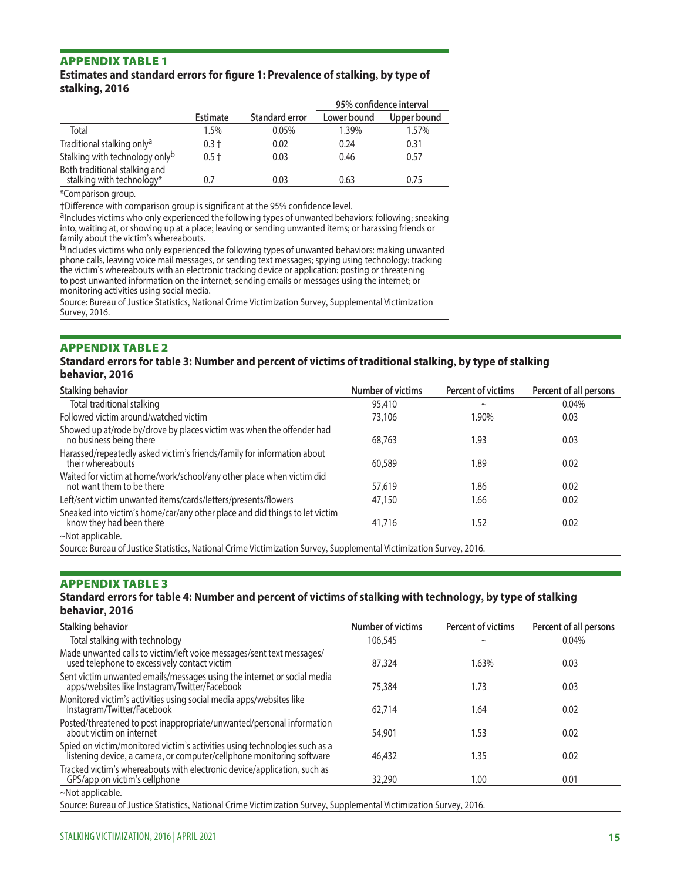## APPENDIX TABLE 1

### Estimates and standard errors for figure 1: Prevalence of stalking, by type of stalking, 2016

| | Estimate | Standard error | 95% confidence interval | |
|---|---|---|---|---|
| | | | Lower bound | Upper bound |
| Total | 1.5% | 0.05% | 1.39% | 1.57% |
| Traditional stalking only[a] | 0.3 † | 0.02 | 0.24 | 0.31 |
| Stalking with technology only[b] | 0.5 † | 0.03 | 0.46 | 0.57 |
| Both traditional stalking and stalking with technology* | 0.7 | 0.03 | 0.63 | 0.75 |

*Comparison group.

†Difference with comparison group is significant at the 95% confidence level.

[a]Includes victims who only experienced the following types of unwanted behaviors: following; sneaking into, waiting at, or showing up at a place; leaving or sending unwanted items; or harassing friends or family about the victim's whereabouts.

[b]Includes victims who only experienced the following types of unwanted behaviors: making unwanted phone calls, leaving voice mail messages, or sending text messages; spying using technology; tracking the victim's whereabouts with an electronic tracking device or application; posting or threatening to post unwanted information on the internet; sending emails or messages using the internet; or monitoring activities using social media.

Source: Bureau of Justice Statistics, National Crime Victimization Survey, Supplemental Victimization Survey, 2016.

## APPENDIX TABLE 2

### Standard errors for table 3: Number and percent of victims of traditional stalking, by type of stalking behavior, 2016

| Stalking behavior | Number of victims | Percent of victims | Percent of all persons |
|---|---|---|---|
| Total traditional stalking | 95,410 | ~ | 0.04% |
| Followed victim around/watched victim | 73,106 | 1.90% | 0.03 |
| Showed up at/rode by/drove by places victim was when the offender had no business being there | 68,763 | 1.93 | 0.03 |
| Harassed/repeatedly asked victim's friends/family for information about their whereabouts | 60,589 | 1.89 | 0.02 |
| Waited for victim at home/work/school/any other place when victim did not want them to be there | 57,619 | 1.86 | 0.02 |
| Left/sent victim unwanted items/cards/letters/presents/flowers | 47,150 | 1.66 | 0.02 |
| Sneaked into victim's home/car/any other place and did things to let victim know they had been there | 41,716 | 1.52 | 0.02 |

~Not applicable.

Source: Bureau of Justice Statistics, National Crime Victimization Survey, Supplemental Victimization Survey, 2016.

## APPENDIX TABLE 3

### Standard errors for table 4: Number and percent of victims of stalking with technology, by type of stalking behavior, 2016

| Stalking behavior | Number of victims | Percent of victims | Percent of all persons |
|---|---|---|---|
| Total stalking with technology | 106,545 | ~ | 0.04% |
| Made unwanted calls to victim/left voice messages/sent text messages/used telephone to excessively contact victim | 87,324 | 1.63% | 0.03 |
| Sent victim unwanted emails/messages using the internet or social media apps/websites like Instagram/Twitter/Facebook | 75,384 | 1.73 | 0.03 |
| Monitored victim's activities using social media apps/websites like Instagram/Twitter/Facebook | 62,714 | 1.64 | 0.02 |
| Posted/threatened to post inappropriate/unwanted/personal information about victim on internet | 54,901 | 1.53 | 0.02 |
| Spied on victim/monitored victim's activities using technologies such as a listening device, a camera, or computer/cellphone monitoring software | 46,432 | 1.35 | 0.02 |
| Tracked victim's whereabouts with electronic device/application, such as GPS/app on victim's cellphone | 32,290 | 1.00 | 0.01 |

~Not applicable.

Source: Bureau of Justice Statistics, National Crime Victimization Survey, Supplemental Victimization Survey, 2016.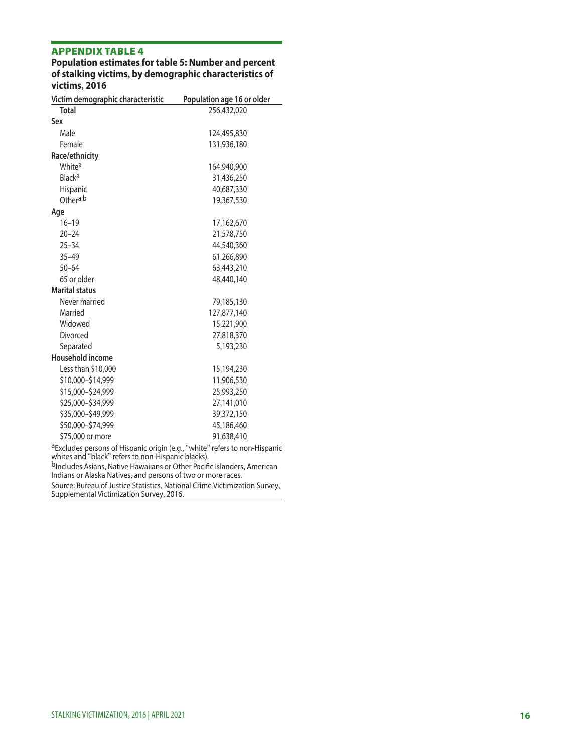## APPENDIX TABLE 4

**Population estimates for table 5: Number and percent of stalking victims, by demographic characteristics of victims, 2016**

| Victim demographic characteristic | Population age 16 or older |
|---|---|
| **Total** | 256,432,020 |
| **Sex** | |
| Male | 124,495,830 |
| Female | 131,936,180 |
| **Race/ethnicity** | |
| White[a] | 164,940,900 |
| Black[a] | 31,436,250 |
| Hispanic | 40,687,330 |
| Other[a,b] | 19,367,530 |
| **Age** | |
| 16–19 | 17,162,670 |
| 20–24 | 21,578,750 |
| 25–34 | 44,540,360 |
| 35–49 | 61,266,890 |
| 50–64 | 63,443,210 |
| 65 or older | 48,440,140 |
| **Marital status** | |
| Never married | 79,185,130 |
| Married | 127,877,140 |
| Widowed | 15,221,900 |
| Divorced | 27,818,370 |
| Separated | 5,193,230 |
| **Household income** | |
| Less than $10,000 | 15,194,230 |
| $10,000–$14,999 | 11,906,530 |
| $15,000–$24,999 | 25,993,250 |
| $25,000–$34,999 | 27,141,010 |
| $35,000–$49,999 | 39,372,150 |
| $50,000–$74,999 | 45,186,460 |
| $75,000 or more | 91,638,410 |

[a]Excludes persons of Hispanic origin (e.g., "white" refers to non-Hispanic whites and "black" refers to non-Hispanic blacks).

[b]Includes Asians, Native Hawaiians or Other Pacific Islanders, American Indians or Alaska Natives, and persons of two or more races.

Source: Bureau of Justice Statistics, National Crime Victimization Survey, Supplemental Victimization Survey, 2016.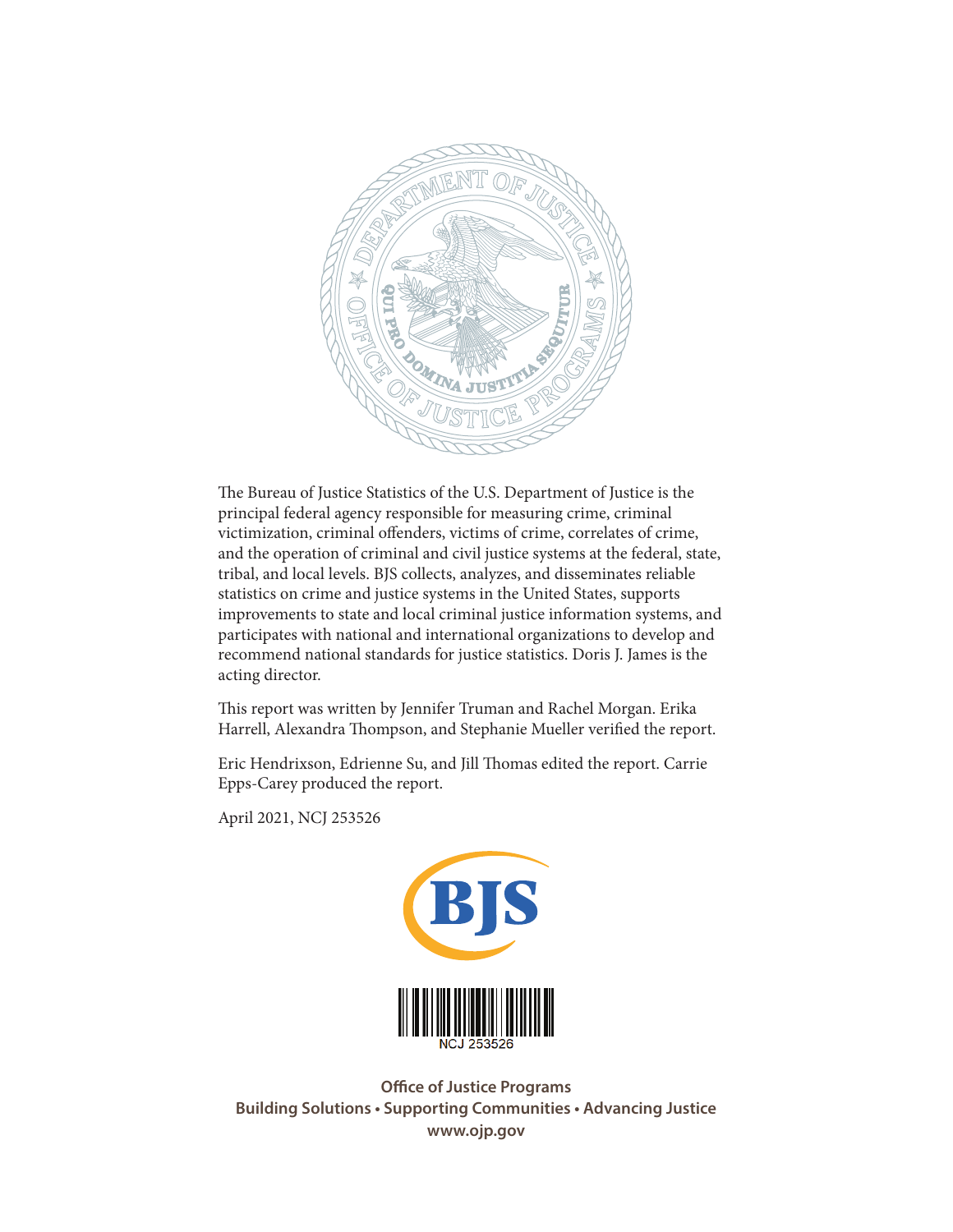The Bureau of Justice Statistics of the U.S. Department of Justice is the principal federal agency responsible for measuring crime, criminal victimization, criminal offenders, victims of crime, correlates of crime, and the operation of criminal and civil justice systems at the federal, state, tribal, and local levels. BJS collects, analyzes, and disseminates reliable statistics on crime and justice systems in the United States, supports improvements to state and local criminal justice information systems, and participates with national and international organizations to develop and recommend national standards for justice statistics. Doris J. James is the acting director.

This report was written by Jennifer Truman and Rachel Morgan. Erika Harrell, Alexandra Thompson, and Stephanie Mueller verified the report.

Eric Hendrixson, Edrienne Su, and Jill Thomas edited the report. Carrie Epps-Carey produced the report.

April 2021, NCJ 253526

NCJ 253526

**Office of Justice Programs**
**Building Solutions • Supporting Communities • Advancing Justice**
**www.ojp.gov**